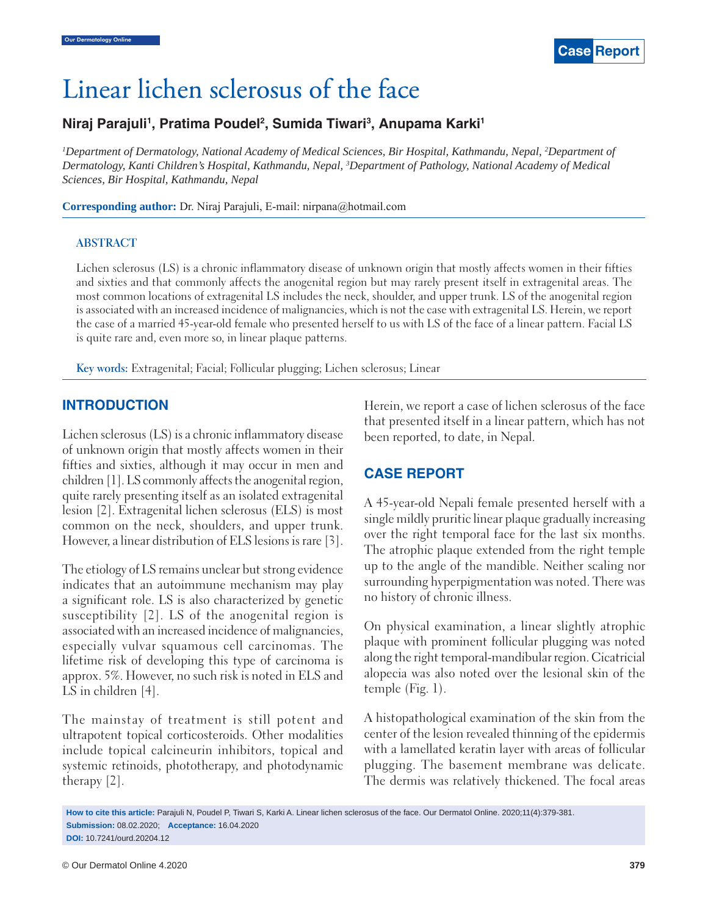Case Report

# Linear lichen sclerosus of the face

**Niraj Parajuli[1], Pratima Poudel[2], Sumida Tiwari[3], Anupama Karki[1]**

*[1]Department of Dermatology, National Academy of Medical Sciences, Bir Hospital, Kathmandu, Nepal, [2]Department of Dermatology, Kanti Children's Hospital, Kathmandu, Nepal, [3]Department of Pathology, National Academy of Medical Sciences, Bir Hospital, Kathmandu, Nepal*

**Corresponding author:** Dr. Niraj Parajuli, E-mail: nirpana@hotmail.com

## ABSTRACT

Lichen sclerosus (LS) is a chronic inflammatory disease of unknown origin that mostly affects women in their fifties and sixties and that commonly affects the anogenital region but may rarely present itself in extragenital areas. The most common locations of extragenital LS includes the neck, shoulder, and upper trunk. LS of the anogenital region is associated with an increased incidence of malignancies, which is not the case with extragenital LS. Herein, we report the case of a married 45-year-old female who presented herself to us with LS of the face of a linear pattern. Facial LS is quite rare and, even more so, in linear plaque patterns.

**Key words:** Extragenital; Facial; Follicular plugging; Lichen sclerosus; Linear

## INTRODUCTION

Lichen sclerosus (LS) is a chronic inflammatory disease of unknown origin that mostly affects women in their fifties and sixties, although it may occur in men and children [1]. LS commonly affects the anogenital region, quite rarely presenting itself as an isolated extragenital lesion [2]. Extragenital lichen sclerosus (ELS) is most common on the neck, shoulders, and upper trunk. However, a linear distribution of ELS lesions is rare [3].

The etiology of LS remains unclear but strong evidence indicates that an autoimmune mechanism may play a significant role. LS is also characterized by genetic susceptibility [2]. LS of the anogenital region is associated with an increased incidence of malignancies, especially vulvar squamous cell carcinomas. The lifetime risk of developing this type of carcinoma is approx. 5%. However, no such risk is noted in ELS and LS in children [4].

The mainstay of treatment is still potent and ultrapotent topical corticosteroids. Other modalities include topical calcineurin inhibitors, topical and systemic retinoids, phototherapy, and photodynamic therapy [2].

Herein, we report a case of lichen sclerosus of the face that presented itself in a linear pattern, which has not been reported, to date, in Nepal.

## CASE REPORT

A 45-year-old Nepali female presented herself with a single mildly pruritic linear plaque gradually increasing over the right temporal face for the last six months. The atrophic plaque extended from the right temple up to the angle of the mandible. Neither scaling nor surrounding hyperpigmentation was noted. There was no history of chronic illness.

On physical examination, a linear slightly atrophic plaque with prominent follicular plugging was noted along the right temporal-mandibular region. Cicatricial alopecia was also noted over the lesional skin of the temple (Fig. 1).

A histopathological examination of the skin from the center of the lesion revealed thinning of the epidermis with a lamellated keratin layer with areas of follicular plugging. The basement membrane was delicate. The dermis was relatively thickened. The focal areas

**How to cite this article:** Parajuli N, Poudel P, Tiwari S, Karki A. Linear lichen sclerosus of the face. Our Dermatol Online. 2020;11(4):379-381.
**Submission:** 08.02.2020; **Acceptance:** 16.04.2020
**DOI:** 10.7241/ourd.20204.12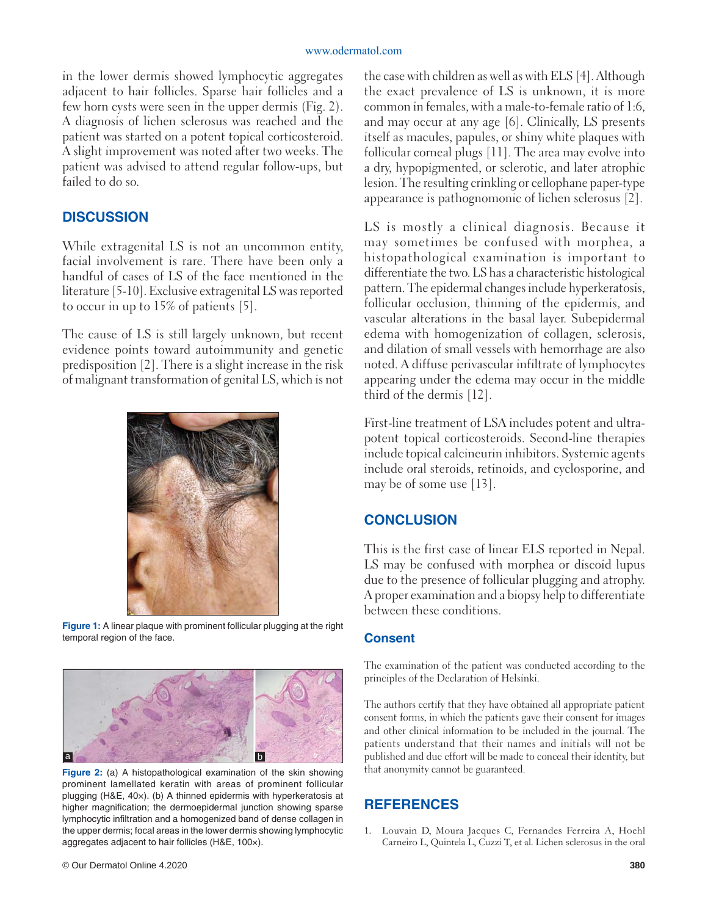in the lower dermis showed lymphocytic aggregates adjacent to hair follicles. Sparse hair follicles and a few horn cysts were seen in the upper dermis (Fig. 2). A diagnosis of lichen sclerosus was reached and the patient was started on a potent topical corticosteroid. A slight improvement was noted after two weeks. The patient was advised to attend regular follow-ups, but failed to do so.

## DISCUSSION

While extragenital LS is not an uncommon entity, facial involvement is rare. There have been only a handful of cases of LS of the face mentioned in the literature [5-10]. Exclusive extragenital LS was reported to occur in up to 15% of patients [5].

The cause of LS is still largely unknown, but recent evidence points toward autoimmunity and genetic predisposition [2]. There is a slight increase in the risk of malignant transformation of genital LS, which is not the case with children as well as with ELS [4]. Although the exact prevalence of LS is unknown, it is more common in females, with a male-to-female ratio of 1:6, and may occur at any age [6]. Clinically, LS presents itself as macules, papules, or shiny white plaques with follicular corneal plugs [11]. The area may evolve into a dry, hypopigmented, or sclerotic, and later atrophic lesion. The resulting crinkling or cellophane paper-type appearance is pathognomonic of lichen sclerosus [2].

**Figure 1:** A linear plaque with prominent follicular plugging at the right temporal region of the face.

**Figure 2:** (a) A histopathological examination of the skin showing prominent lamellated keratin with areas of prominent follicular plugging (H&E, 40×). (b) A thinned epidermis with hyperkeratosis at higher magnification; the dermoepidermal junction showing sparse lymphocytic infiltration and a homogenized band of dense collagen in the upper dermis; focal areas in the lower dermis showing lymphocytic aggregates adjacent to hair follicles (H&E, 100×).

LS is mostly a clinical diagnosis. Because it may sometimes be confused with morphea, a histopathological examination is important to differentiate the two. LS has a characteristic histological pattern. The epidermal changes include hyperkeratosis, follicular occlusion, thinning of the epidermis, and vascular alterations in the basal layer. Subepidermal edema with homogenization of collagen, sclerosis, and dilation of small vessels with hemorrhage are also noted. A diffuse perivascular infiltrate of lymphocytes appearing under the edema may occur in the middle third of the dermis [12].

First-line treatment of LSA includes potent and ultra-potent topical corticosteroids. Second-line therapies include topical calcineurin inhibitors. Systemic agents include oral steroids, retinoids, and cyclosporine, and may be of some use [13].

## CONCLUSION

This is the first case of linear ELS reported in Nepal. LS may be confused with morphea or discoid lupus due to the presence of follicular plugging and atrophy. A proper examination and a biopsy help to differentiate between these conditions.

### Consent

The examination of the patient was conducted according to the principles of the Declaration of Helsinki.

The authors certify that they have obtained all appropriate patient consent forms, in which the patients gave their consent for images and other clinical information to be included in the journal. The patients understand that their names and initials will not be published and due effort will be made to conceal their identity, but that anonymity cannot be guaranteed.

## REFERENCES

1. Louvain D, Moura Jacques C, Fernandes Ferreira A, Hoehl Carneiro L, Quintela L, Cuzzi T, et al. Lichen sclerosus in the oral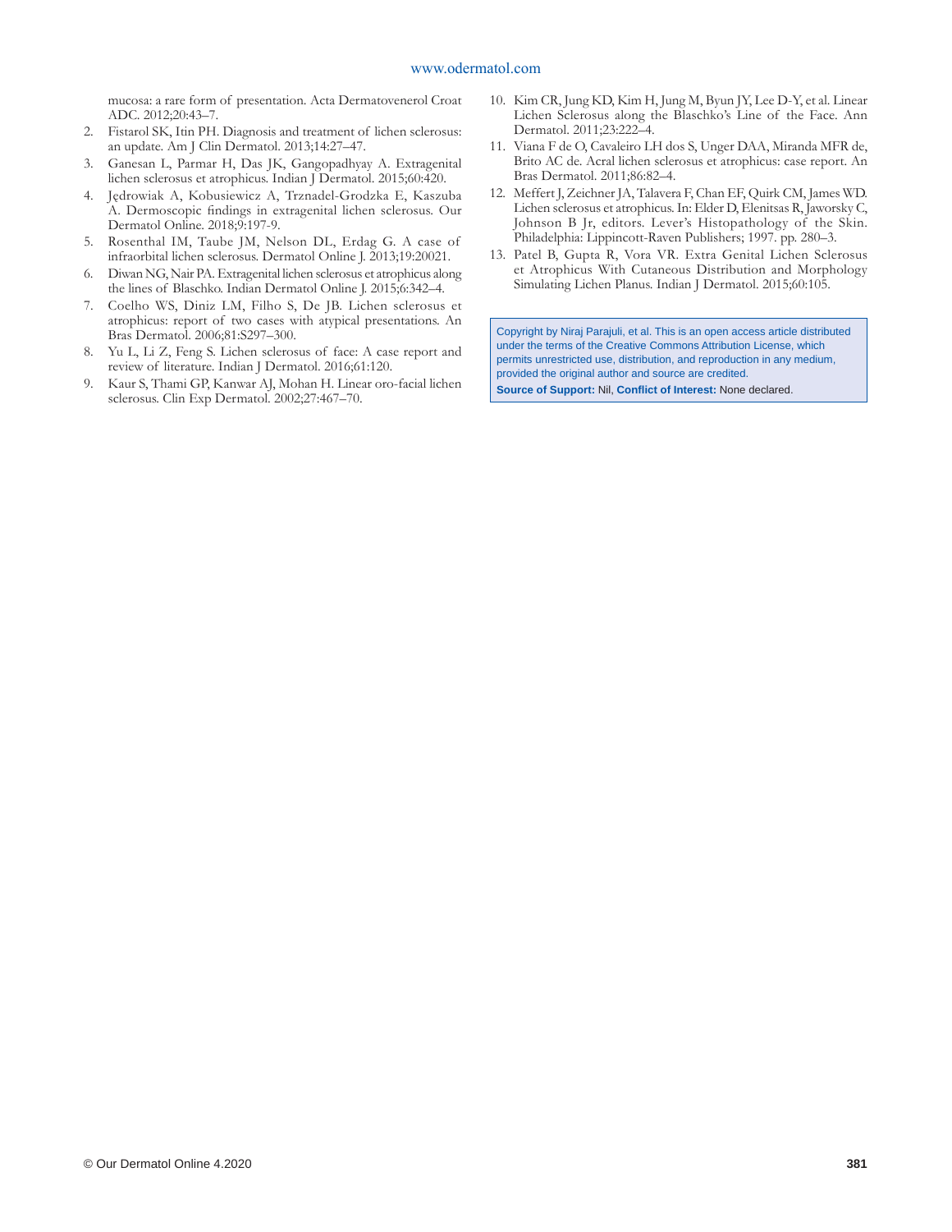mucosa: a rare form of presentation. Acta Dermatovenerol Croat ADC. 2012;20:43–7.

2. Fistarol SK, Itin PH. Diagnosis and treatment of lichen sclerosus: an update. Am J Clin Dermatol. 2013;14:27–47.
3. Ganesan L, Parmar H, Das JK, Gangopadhyay A. Extragenital lichen sclerosus et atrophicus. Indian J Dermatol. 2015;60:420.
4. Jędrowiak A, Kobusiewicz A, Trznadel-Grodzka E, Kaszuba A. Dermoscopic findings in extragenital lichen sclerosus. Our Dermatol Online. 2018;9:197-9.
5. Rosenthal IM, Taube JM, Nelson DL, Erdag G. A case of infraorbital lichen sclerosus. Dermatol Online J. 2013;19:20021.
6. Diwan NG, Nair PA. Extragenital lichen sclerosus et atrophicus along the lines of Blaschko. Indian Dermatol Online J. 2015;6:342–4.
7. Coelho WS, Diniz LM, Filho S, De JB. Lichen sclerosus et atrophicus: report of two cases with atypical presentations. An Bras Dermatol. 2006;81:S297–300.
8. Yu L, Li Z, Feng S. Lichen sclerosus of face: A case report and review of literature. Indian J Dermatol. 2016;61:120.
9. Kaur S, Thami GP, Kanwar AJ, Mohan H. Linear oro-facial lichen sclerosus. Clin Exp Dermatol. 2002;27:467–70.
10. Kim CR, Jung KD, Kim H, Jung M, Byun JY, Lee D-Y, et al. Linear Lichen Sclerosus along the Blaschko's Line of the Face. Ann Dermatol. 2011;23:222–4.
11. Viana F de O, Cavaleiro LH dos S, Unger DAA, Miranda MFR de, Brito AC de. Acral lichen sclerosus et atrophicus: case report. An Bras Dermatol. 2011;86:82–4.
12. Meffert J, Zeichner JA, Talavera F, Chan EF, Quirk CM, James WD. Lichen sclerosus et atrophicus. In: Elder D, Elenitsas R, Jaworsky C, Johnson B Jr, editors. Lever's Histopathology of the Skin. Philadelphia: Lippincott-Raven Publishers; 1997. pp. 280–3.
13. Patel B, Gupta R, Vora VR. Extra Genital Lichen Sclerosus et Atrophicus With Cutaneous Distribution and Morphology Simulating Lichen Planus. Indian J Dermatol. 2015;60:105.

Copyright by Niraj Parajuli, et al. This is an open access article distributed under the terms of the Creative Commons Attribution License, which permits unrestricted use, distribution, and reproduction in any medium, provided the original author and source are credited.

**Source of Support:** Nil, **Conflict of Interest:** None declared.